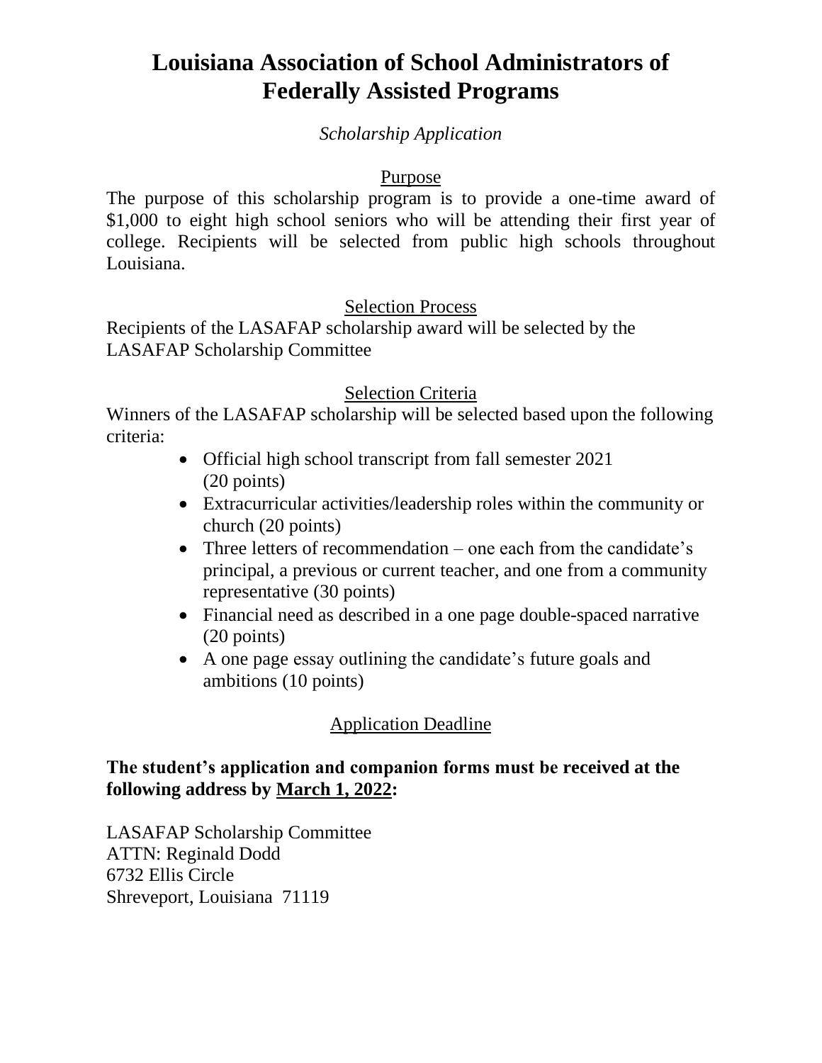# Louisiana Association of School Administrators of Federally Assisted Programs

*Scholarship Application*

## Purpose

The purpose of this scholarship program is to provide a one-time award of $1,000 to eight high school seniors who will be attending their first year of college. Recipients will be selected from public high schools throughout Louisiana.

## Selection Process

Recipients of the LASAFAP scholarship award will be selected by the LASAFAP Scholarship Committee

## Selection Criteria

Winners of the LASAFAP scholarship will be selected based upon the following criteria:

- Official high school transcript from fall semester 2021 (20 points)
- Extracurricular activities/leadership roles within the community or church (20 points)
- Three letters of recommendation – one each from the candidate's principal, a previous or current teacher, and one from a community representative (30 points)
- Financial need as described in a one page double-spaced narrative (20 points)
- A one page essay outlining the candidate's future goals and ambitions (10 points)

## Application Deadline

**The student's application and companion forms must be received at the following address by March 1, 2022:**

LASAFAP Scholarship Committee
ATTN: Reginald Dodd
6732 Ellis Circle
Shreveport, Louisiana 71119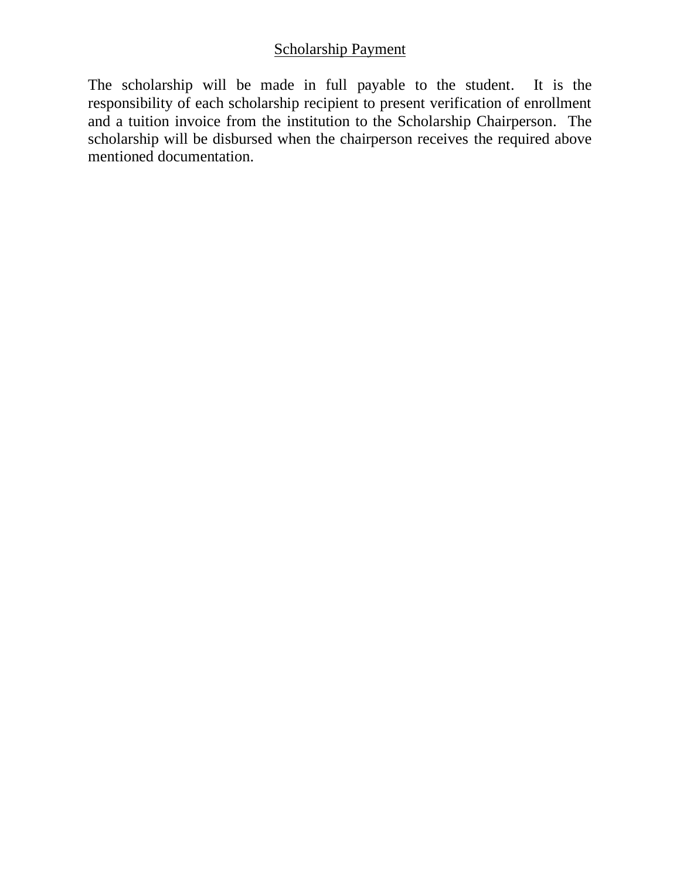## Scholarship Payment

The scholarship will be made in full payable to the student. It is the responsibility of each scholarship recipient to present verification of enrollment and a tuition invoice from the institution to the Scholarship Chairperson. The scholarship will be disbursed when the chairperson receives the required above mentioned documentation.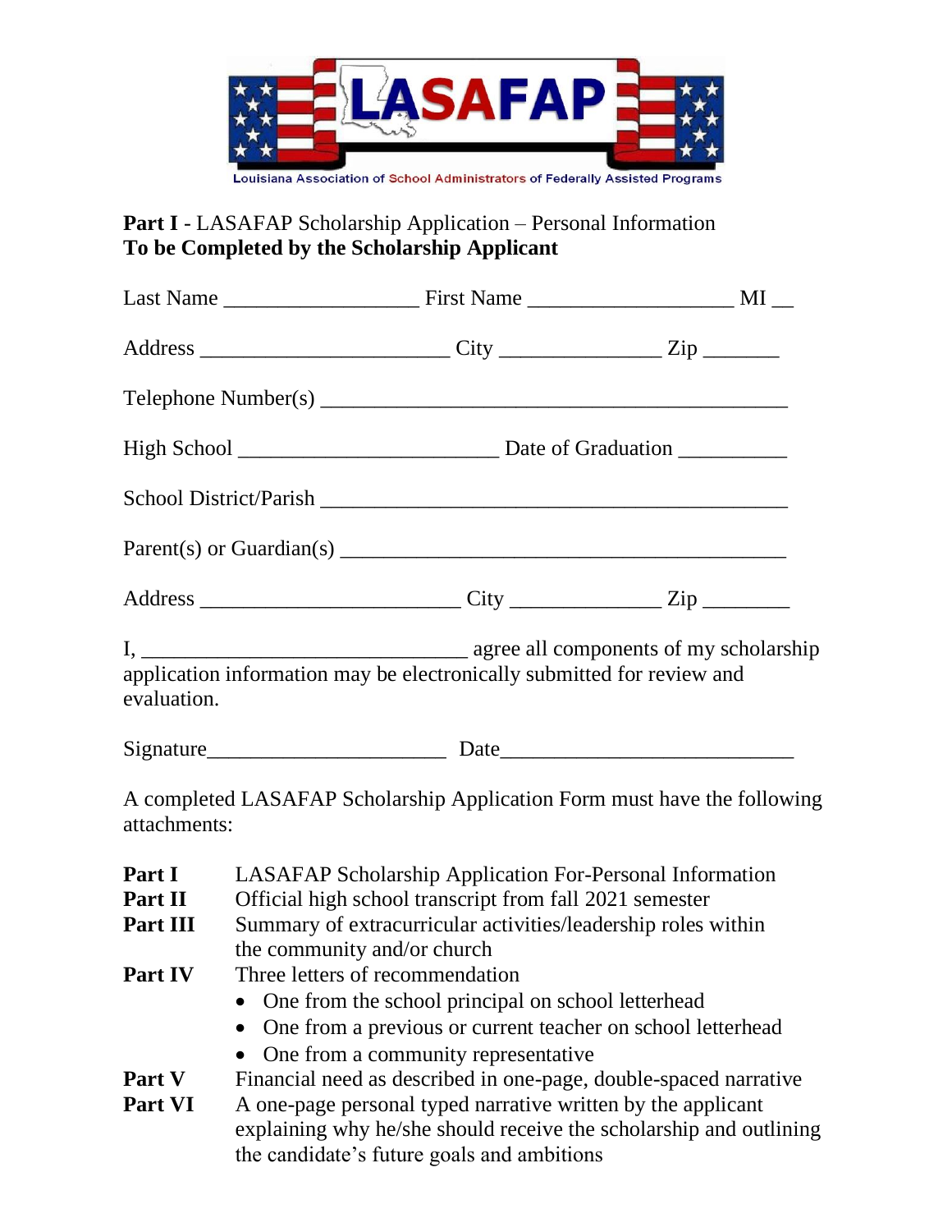LASAFAP

Louisiana Association of School Administrators of Federally Assisted Programs

**Part I** - LASAFAP Scholarship Application – Personal Information
**To be Completed by the Scholarship Applicant**

Last Name __________________ First Name ___________________ MI __

Address _______________________ City _______________ Zip _______

Telephone Number(s) ____________________________________________

High School ________________________ Date of Graduation __________

School District/Parish ____________________________________________

Parent(s) or Guardian(s) __________________________________________

Address ________________________ City ______________ Zip ________

I, ______________________________ agree all components of my scholarship application information may be electronically submitted for review and evaluation.

Signature______________________ Date___________________________

A completed LASAFAP Scholarship Application Form must have the following attachments:

**Part I** LASAFAP Scholarship Application For-Personal Information

**Part II** Official high school transcript from fall 2021 semester

**Part III** Summary of extracurricular activities/leadership roles within the community and/or church

**Part IV** Three letters of recommendation

- One from the school principal on school letterhead
- One from a previous or current teacher on school letterhead
- One from a community representative

**Part V** Financial need as described in one-page, double-spaced narrative

**Part VI** A one-page personal typed narrative written by the applicant explaining why he/she should receive the scholarship and outlining the candidate's future goals and ambitions